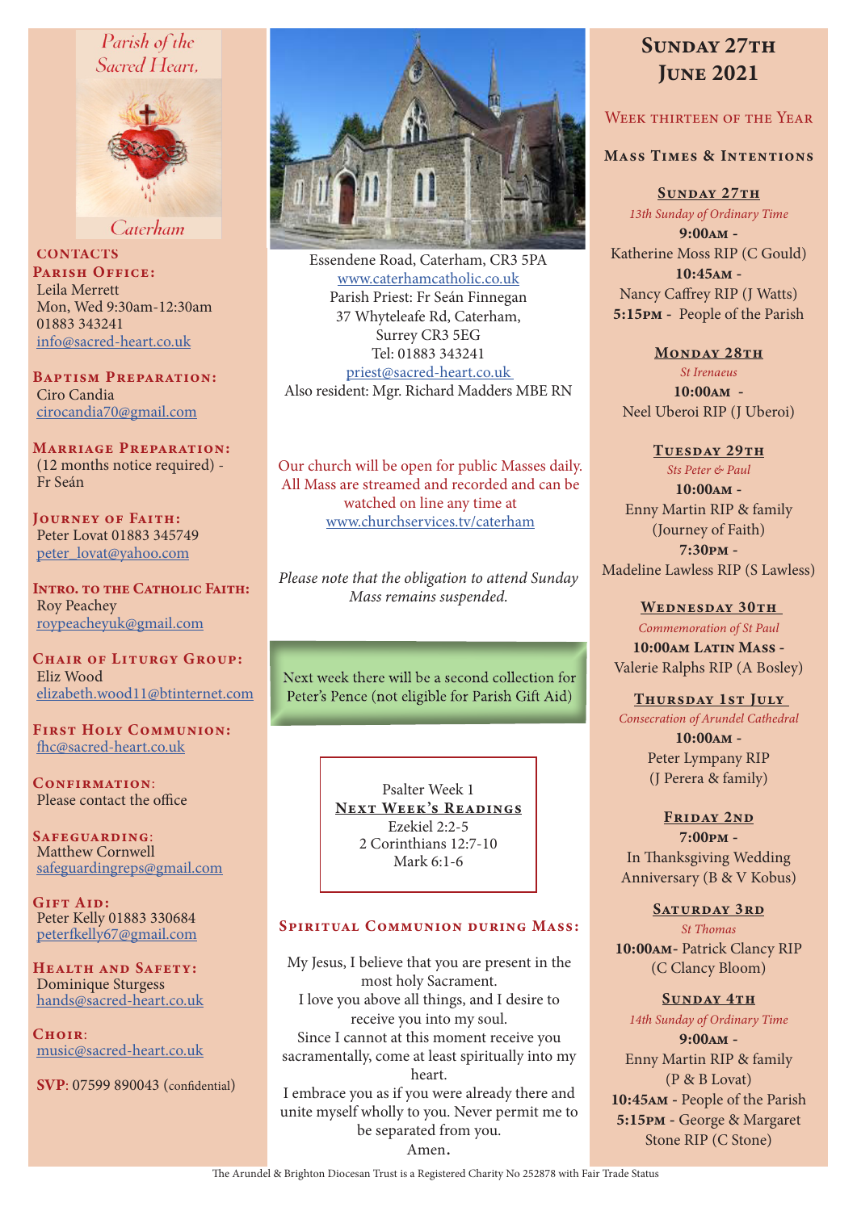Parish of the Sacred Heart, Caterham

## CONTACTS

**Parish Office:**
Leila Merrett
Mon, Wed 9:30am-12:30am
01883 343241
info@sacred-heart.co.uk

**Baptism Preparation:**
Ciro Candia
cirocandia70@gmail.com

**Marriage Preparation:**
(12 months notice required) - Fr Seán

**Journey of Faith:**
Peter Lovat 01883 345749
peter_lovat@yahoo.com

**Intro. to the Catholic Faith:**
Roy Peachey
roypeacheyuk@gmail.com

**Chair of Liturgy Group:**
Eliz Wood
elizabeth.wood11@btinternet.com

**First Holy Communion:**
fhc@sacred-heart.co.uk

**Confirmation:**
Please contact the office

**Safeguarding:**
Matthew Cornwell
safeguardingreps@gmail.com

**Gift Aid:**
Peter Kelly 01883 330684
peterfkelly67@gmail.com

**Health and Safety:**
Dominique Sturgess
hands@sacred-heart.co.uk

**Choir:**
music@sacred-heart.co.uk

**SVP**: 07599 890043 (confidential)

Essendene Road, Caterham, CR3 5PA
www.caterhamcatholic.co.uk
Parish Priest: Fr Seán Finnegan
37 Whyteleafe Rd, Caterham,
Surrey CR3 5EG
Tel: 01883 343241
priest@sacred-heart.co.uk
Also resident: Mgr. Richard Madders MBE RN

Our church will be open for public Masses daily. All Mass are streamed and recorded and can be watched on line any time at www.churchservices.tv/caterham

*Please note that the obligation to attend Sunday Mass remains suspended.*

Next week there will be a second collection for Peter's Pence (not eligible for Parish Gift Aid)

Psalter Week 1

**Next Week's Readings**
Ezekiel 2:2-5
2 Corinthians 12:7-10
Mark 6:1-6

## Spiritual Communion during Mass:

My Jesus, I believe that you are present in the most holy Sacrament.
I love you above all things, and I desire to receive you into my soul.
Since I cannot at this moment receive you sacramentally, come at least spiritually into my heart.
I embrace you as if you were already there and unite myself wholly to you. Never permit me to be separated from you.
Amen.

# Sunday 27th June 2021

## Week thirteen of the Year

## Mass Times & Intentions

**Sunday 27th**
*13th Sunday of Ordinary Time*
**9:00am** - Katherine Moss RIP (C Gould)
**10:45am** - Nancy Caffrey RIP (J Watts)
**5:15pm** - People of the Parish

**Monday 28th**
*St Irenaeus*
**10:00am** - Neel Uberoi RIP (J Uberoi)

**Tuesday 29th**
*Sts Peter & Paul*
**10:00am** - Enny Martin RIP & family (Journey of Faith)
**7:30pm** - Madeline Lawless RIP (S Lawless)

**Wednesday 30th**
*Commemoration of St Paul*
**10:00am Latin Mass** - Valerie Ralphs RIP (A Bosley)

**Thursday 1st July**
*Consecration of Arundel Cathedral*
**10:00am** - Peter Lympany RIP (J Perera & family)

**Friday 2nd**
**7:00pm** - In Thanksgiving Wedding Anniversary (B & V Kobus)

**Saturday 3rd**
*St Thomas*
**10:00am**- Patrick Clancy RIP (C Clancy Bloom)

**Sunday 4th**
*14th Sunday of Ordinary Time*
**9:00am** - Enny Martin RIP & family (P & B Lovat)
**10:45am** - People of the Parish
**5:15pm** - George & Margaret Stone RIP (C Stone)

The Arundel & Brighton Diocesan Trust is a Registered Charity No 252878 with Fair Trade Status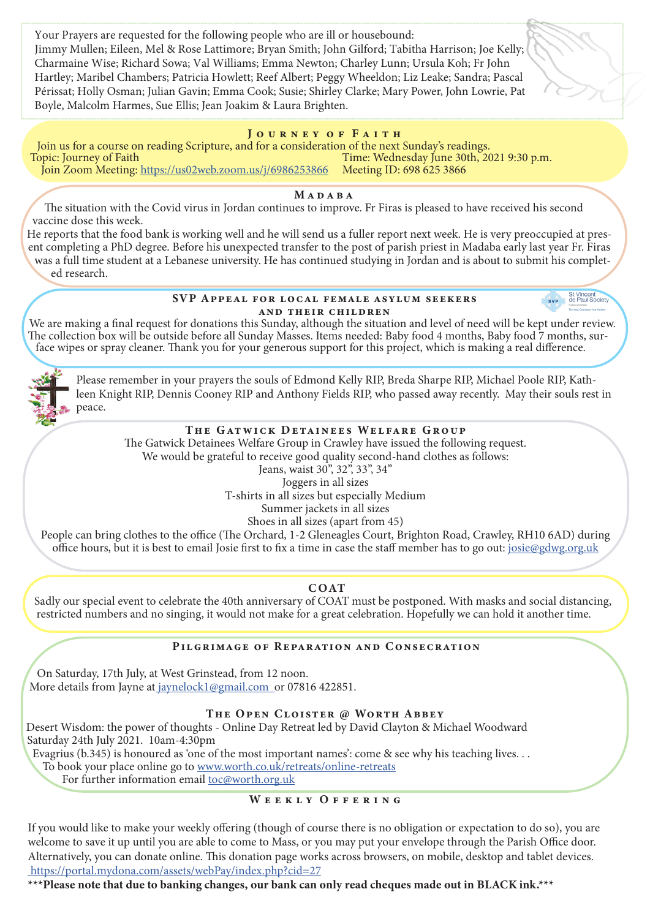Your Prayers are requested for the following people who are ill or housebound:
Jimmy Mullen; Eileen, Mel & Rose Lattimore; Bryan Smith; John Gilford; Tabitha Harrison; Joe Kelly; Charmaine Wise; Richard Sowa; Val Williams; Emma Newton; Charley Lunn; Ursula Koh; Fr John Hartley; Maribel Chambers; Patricia Howlett; Reef Albert; Peggy Wheeldon; Liz Leake; Sandra; Pascal Périssat; Holly Osman; Julian Gavin; Emma Cook; Susie; Shirley Clarke; Mary Power, John Lowrie, Pat Boyle, Malcolm Harmes, Sue Ellis; Jean Joakim & Laura Brighten.

## Journey of Faith

Join us for a course on reading Scripture, and for a consideration of the next Sunday's readings.
Topic: Journey of Faith
Time: Wednesday June 30th, 2021 9:30 p.m.
Join Zoom Meeting: https://us02web.zoom.us/j/6986253866
Meeting ID: 698 625 3866

## Madaba

The situation with the Covid virus in Jordan continues to improve. Fr Firas is pleased to have received his second vaccine dose this week.

He reports that the food bank is working well and he will send us a fuller report next week. He is very preoccupied at present completing a PhD degree. Before his unexpected transfer to the post of parish priest in Madaba early last year Fr. Firas was a full time student at a Lebanese university. He has continued studying in Jordan and is about to submit his completed research.

## SVP Appeal for local female asylum seekers and their children

We are making a final request for donations this Sunday, although the situation and level of need will be kept under review. The collection box will be outside before all Sunday Masses. Items needed: Baby food 4 months, Baby food 7 months, surface wipes or spray cleaner. Thank you for your generous support for this project, which is making a real difference.

Please remember in your prayers the souls of Edmond Kelly RIP, Breda Sharpe RIP, Michael Poole RIP, Kathleen Knight RIP, Dennis Cooney RIP and Anthony Fields RIP, who passed away recently. May their souls rest in peace.

## The Gatwick Detainees Welfare Group

The Gatwick Detainees Welfare Group in Crawley have issued the following request.
We would be grateful to receive good quality second-hand clothes as follows:

Jeans, waist 30", 32", 33", 34"
Joggers in all sizes
T-shirts in all sizes but especially Medium
Summer jackets in all sizes
Shoes in all sizes (apart from 45)

People can bring clothes to the office (The Orchard, 1-2 Gleneagles Court, Brighton Road, Crawley, RH10 6AD) during office hours, but it is best to email Josie first to fix a time in case the staff member has to go out: josie@gdwg.org.uk

## COAT

Sadly our special event to celebrate the 40th anniversary of COAT must be postponed. With masks and social distancing, restricted numbers and no singing, it would not make for a great celebration. Hopefully we can hold it another time.

## Pilgrimage of Reparation and Consecration

On Saturday, 17th July, at West Grinstead, from 12 noon.
More details from Jayne at jaynelock1@gmail.com or 07816 422851.

## The Open Cloister @ Worth Abbey

Desert Wisdom: the power of thoughts - Online Day Retreat led by David Clayton & Michael Woodward
Saturday 24th July 2021. 10am-4:30pm
Evagrius (b.345) is honoured as 'one of the most important names': come & see why his teaching lives. . .
To book your place online go to www.worth.co.uk/retreats/online-retreats
For further information email toc@worth.org.uk

## Weekly Offering

If you would like to make your weekly offering (though of course there is no obligation or expectation to do so), you are welcome to save it up until you are able to come to Mass, or you may put your envelope through the Parish Office door. Alternatively, you can donate online. This donation page works across browsers, on mobile, desktop and tablet devices.
https://portal.mydona.com/assets/webPay/index.php?cid=27

**\*\*\*Please note that due to banking changes, our bank can only read cheques made out in BLACK ink.\*\*\***